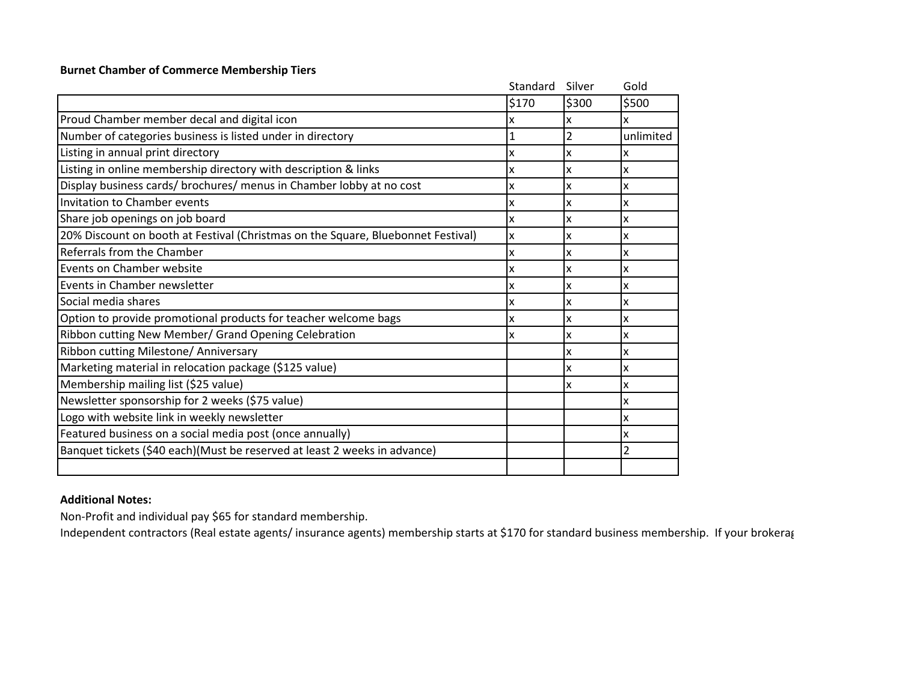**Burnet Chamber of Commerce Membership Tiers**

| | Standard | Silver | Gold |
|---|---|---|---|
| | $170 | $300 | $500 |
| Proud Chamber member decal and digital icon | x | x | x |
| Number of categories business is listed under in directory | 1 | 2 | unlimited |
| Listing in annual print directory | x | x | x |
| Listing in online membership directory with description & links | x | x | x |
| Display business cards/ brochures/ menus in Chamber lobby at no cost | x | x | x |
| Invitation to Chamber events | x | x | x |
| Share job openings on job board | x | x | x |
| 20% Discount on booth at Festival (Christmas on the Square, Bluebonnet Festival) | x | x | x |
| Referrals from the Chamber | x | x | x |
| Events on Chamber website | x | x | x |
| Events in Chamber newsletter | x | x | x |
| Social media shares | x | x | x |
| Option to provide promotional products for teacher welcome bags | x | x | x |
| Ribbon cutting New Member/ Grand Opening Celebration | x | x | x |
| Ribbon cutting Milestone/ Anniversary | | x | x |
| Marketing material in relocation package ($125 value) | | x | x |
| Membership mailing list ($25 value) | | x | x |
| Newsletter sponsorship for 2 weeks ($75 value) | | | x |
| Logo with website link in weekly newsletter | | | x |
| Featured business on a social media post (once annually) | | | x |
| Banquet tickets ($40 each)(Must be reserved at least 2 weeks in advance) | | | 2 |
| | | | |

**Additional Notes:**

Non-Profit and individual pay $65 for standard membership.

Independent contractors (Real estate agents/ insurance agents) membership starts at $170 for standard business membership. If your brokerag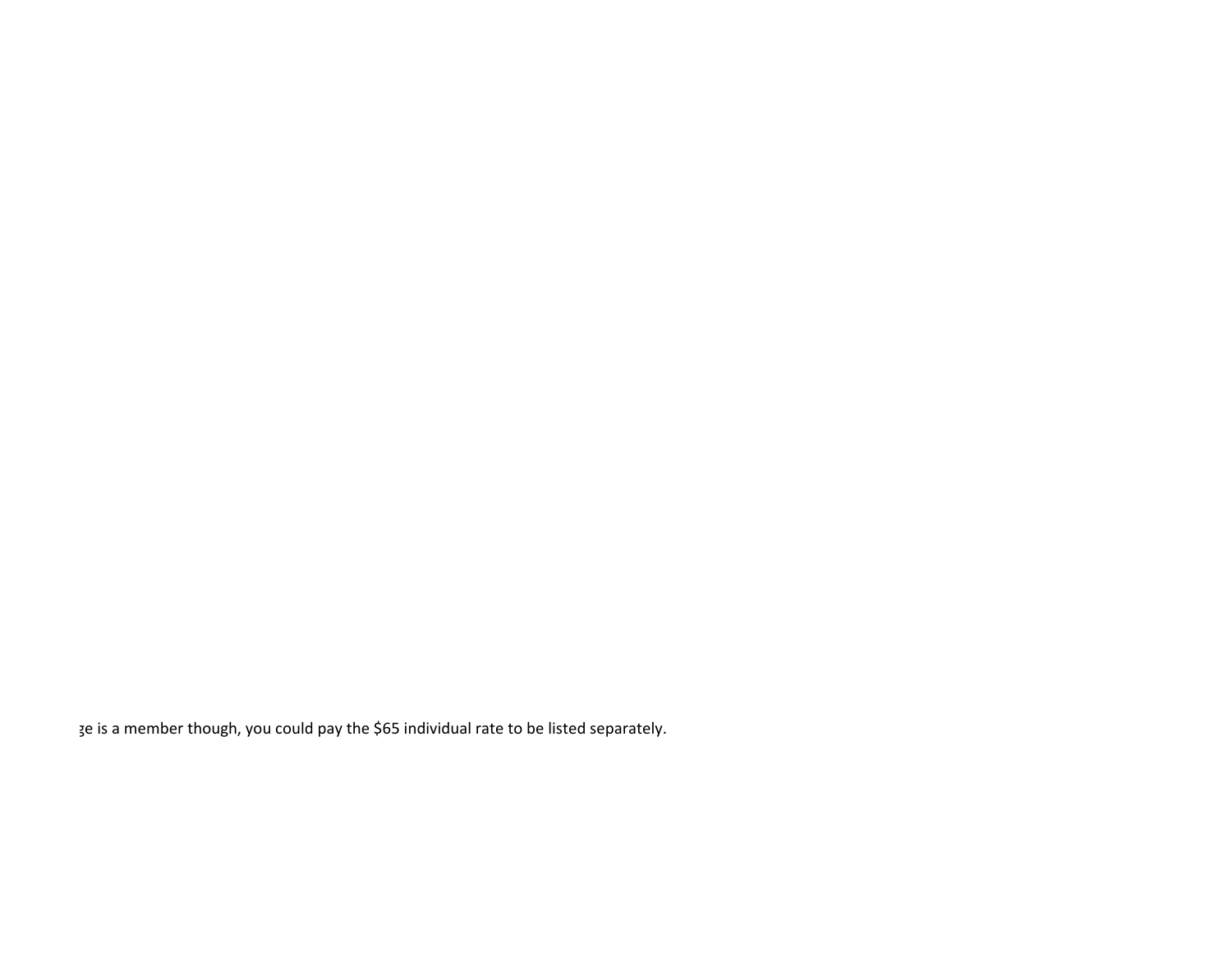ge is a member though, you could pay the $65 individual rate to be listed separately.